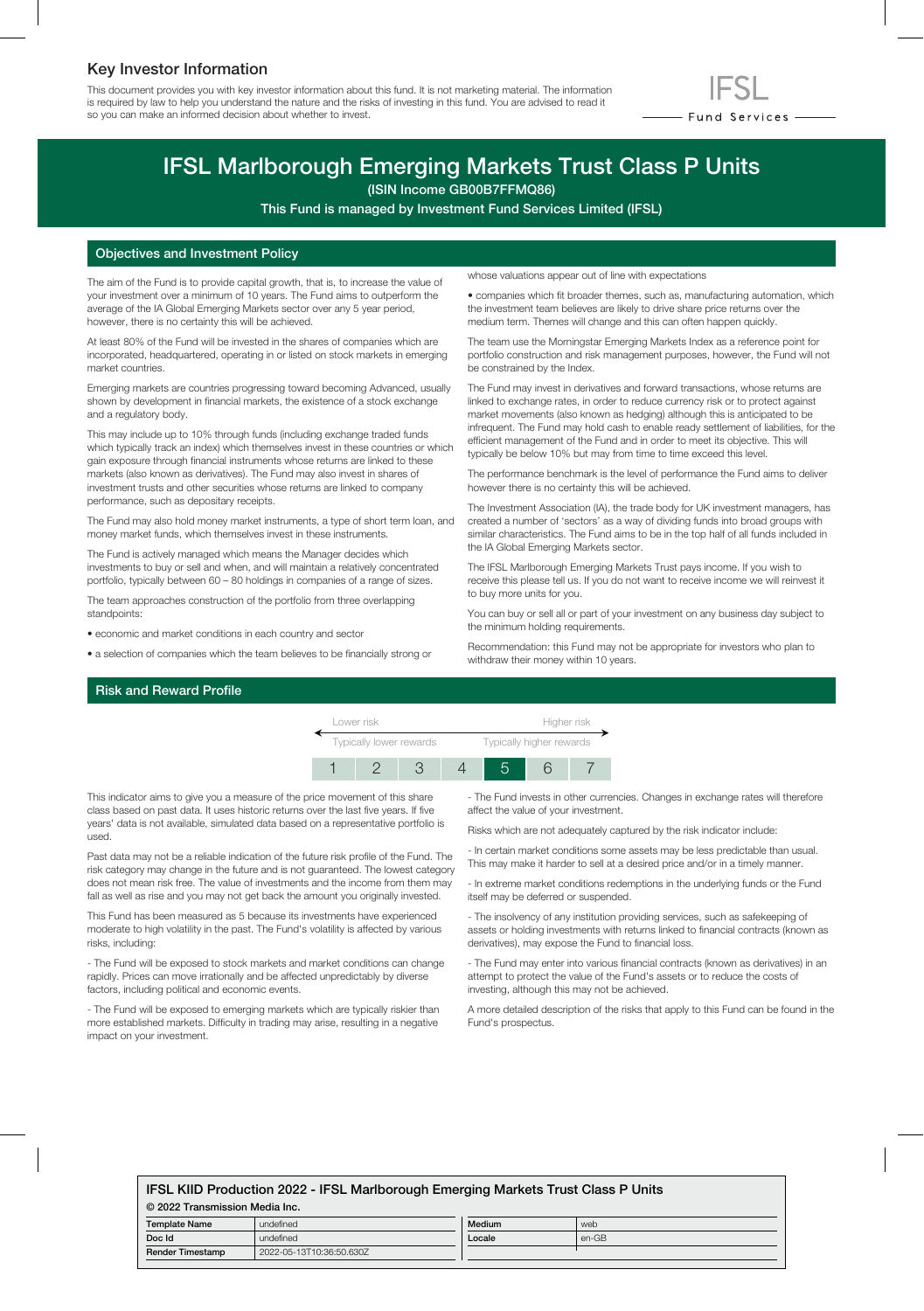## Key Investor Information

This document provides you with key investor information about this fund. It is not marketing material. The information is required by law to help you understand the nature and the risks of investing in this fund. You are advised to read it so you can make an informed decision about whether to invest.

IFSL Fund Services

# IFSL Marlborough Emerging Markets Trust Class P Units

(ISIN Income GB00B7FFMQ86)

This Fund is managed by Investment Fund Services Limited (IFSL)

## Objectives and Investment Policy

The aim of the Fund is to provide capital growth, that is, to increase the value of your investment over a minimum of 10 years. The Fund aims to outperform the average of the IA Global Emerging Markets sector over any 5 year period, however, there is no certainty this will be achieved.

At least 80% of the Fund will be invested in the shares of companies which are incorporated, headquartered, operating in or listed on stock markets in emerging market countries.

Emerging markets are countries progressing toward becoming Advanced, usually shown by development in financial markets, the existence of a stock exchange and a regulatory body.

This may include up to 10% through funds (including exchange traded funds which typically track an index) which themselves invest in these countries or which gain exposure through financial instruments whose returns are linked to these markets (also known as derivatives). The Fund may also invest in shares of investment trusts and other securities whose returns are linked to company performance, such as depositary receipts.

The Fund may also hold money market instruments, a type of short term loan, and money market funds, which themselves invest in these instruments.

The Fund is actively managed which means the Manager decides which investments to buy or sell and when, and will maintain a relatively concentrated portfolio, typically between 60 – 80 holdings in companies of a range of sizes.

The team approaches construction of the portfolio from three overlapping standpoints:

- economic and market conditions in each country and sector
- a selection of companies which the team believes to be financially strong or whose valuations appear out of line with expectations
- companies which fit broader themes, such as, manufacturing automation, which the investment team believes are likely to drive share price returns over the medium term. Themes will change and this can often happen quickly.

The team use the Morningstar Emerging Markets Index as a reference point for portfolio construction and risk management purposes, however, the Fund will not be constrained by the Index.

The Fund may invest in derivatives and forward transactions, whose returns are linked to exchange rates, in order to reduce currency risk or to protect against market movements (also known as hedging) although this is anticipated to be infrequent. The Fund may hold cash to enable ready settlement of liabilities, for the efficient management of the Fund and in order to meet its objective. This will typically be below 10% but may from time to time exceed this level.

The performance benchmark is the level of performance the Fund aims to deliver however there is no certainty this will be achieved.

The Investment Association (IA), the trade body for UK investment managers, has created a number of 'sectors' as a way of dividing funds into broad groups with similar characteristics. The Fund aims to be in the top half of all funds included in the IA Global Emerging Markets sector.

The IFSL Marlborough Emerging Markets Trust pays income. If you wish to receive this please tell us. If you do not want to receive income we will reinvest it to buy more units for you.

You can buy or sell all or part of your investment on any business day subject to the minimum holding requirements.

Recommendation: this Fund may not be appropriate for investors who plan to withdraw their money within 10 years.

## Risk and Reward Profile

| Lower risk | | | | | | Higher risk |
|---|---|---|---|---|---|---|
| Typically lower rewards | | | | | | Typically higher rewards |
| 1 | 2 | 3 | 4 | **5** | 6 | 7 |

This indicator aims to give you a measure of the price movement of this share class based on past data. It uses historic returns over the last five years. If five years' data is not available, simulated data based on a representative portfolio is used.

Past data may not be a reliable indication of the future risk profile of the Fund. The risk category may change in the future and is not guaranteed. The lowest category does not mean risk free. The value of investments and the income from them may fall as well as rise and you may not get back the amount you originally invested.

This Fund has been measured as 5 because its investments have experienced moderate to high volatility in the past. The Fund's volatility is affected by various risks, including:

- The Fund will be exposed to stock markets and market conditions can change rapidly. Prices can move irrationally and be affected unpredictably by diverse factors, including political and economic events.

- The Fund will be exposed to emerging markets which are typically riskier than more established markets. Difficulty in trading may arise, resulting in a negative impact on your investment.

- The Fund invests in other currencies. Changes in exchange rates will therefore affect the value of your investment.

Risks which are not adequately captured by the risk indicator include:

- In certain market conditions some assets may be less predictable than usual. This may make it harder to sell at a desired price and/or in a timely manner.

- In extreme market conditions redemptions in the underlying funds or the Fund itself may be deferred or suspended.

- The insolvency of any institution providing services, such as safekeeping of assets or holding investments with returns linked to financial contracts (known as derivatives), may expose the Fund to financial loss.

- The Fund may enter into various financial contracts (known as derivatives) in an attempt to protect the value of the Fund's assets or to reduce the costs of investing, although this may not be achieved.

A more detailed description of the risks that apply to this Fund can be found in the Fund's prospectus.

**IFSL KIID Production 2022 - IFSL Marlborough Emerging Markets Trust Class P Units**

© 2022 Transmission Media Inc.

| Template Name | undefined | Medium | web |
|---|---|---|---|
| Doc Id | undefined | Locale | en-GB |
| Render Timestamp | 2022-05-13T10:36:50.630Z | | |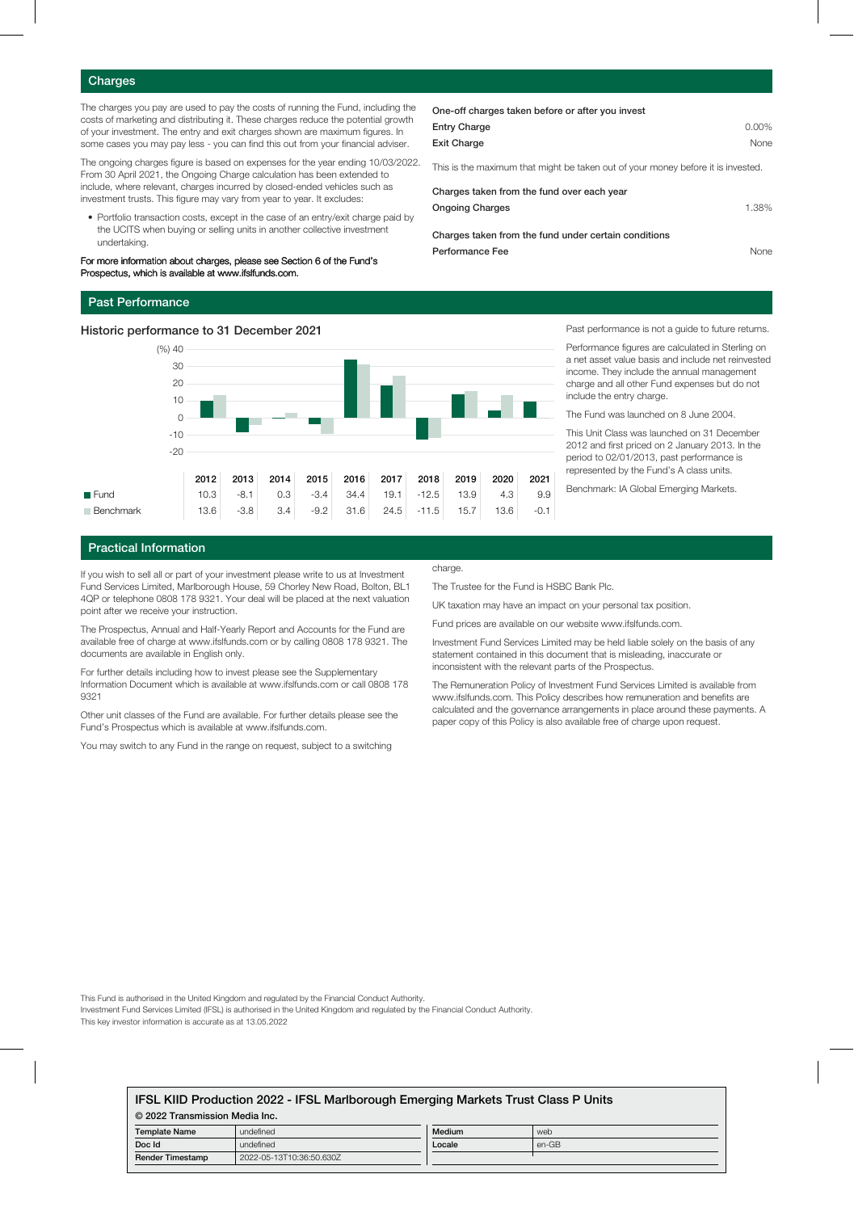## Charges

The charges you pay are used to pay the costs of running the Fund, including the costs of marketing and distributing it. These charges reduce the potential growth of your investment. The entry and exit charges shown are maximum figures. In some cases you may pay less - you can find this out from your financial adviser.

The ongoing charges figure is based on expenses for the year ending 10/03/2022. From 30 April 2021, the Ongoing Charge calculation has been extended to include, where relevant, charges incurred by closed-ended vehicles such as investment trusts. This figure may vary from year to year. It excludes:

- Portfolio transaction costs, except in the case of an entry/exit charge paid by the UCITS when buying or selling units in another collective investment undertaking.

For more information about charges, please see Section 6 of the Fund's Prospectus, which is available at www.ifslfunds.com.

| One-off charges taken before or after you invest | |
|---|---|
| **Entry Charge** | 0.00% |
| **Exit Charge** | None |

This is the maximum that might be taken out of your money before it is invested.

| Charges taken from the fund over each year | |
|---|---|
| **Ongoing Charges** | 1.38% |

| Charges taken from the fund under certain conditions | |
|---|---|
| **Performance Fee** | None |

## Past Performance

### Historic performance to 31 December 2021

(%) 40
30
20
10
0
-10
-20

| | 2012 | 2013 | 2014 | 2015 | 2016 | 2017 | 2018 | 2019 | 2020 | 2021 |
|---|---|---|---|---|---|---|---|---|---|---|
| Fund | 10.3 | -8.1 | 0.3 | -3.4 | 34.4 | 19.1 | -12.5 | 13.9 | 4.3 | 9.9 |
| Benchmark | 13.6 | -3.8 | 3.4 | -9.2 | 31.6 | 24.5 | -11.5 | 15.7 | 13.6 | -0.1 |

Past performance is not a guide to future returns.

Performance figures are calculated in Sterling on a net asset value basis and include net reinvested income. They include the annual management charge and all other Fund expenses but do not include the entry charge.

The Fund was launched on 8 June 2004.

This Unit Class was launched on 31 December 2012 and first priced on 2 January 2013. In the period to 02/01/2013, past performance is represented by the Fund's A class units.

Benchmark: IA Global Emerging Markets.

## Practical Information

If you wish to sell all or part of your investment please write to us at Investment Fund Services Limited, Marlborough House, 59 Chorley New Road, Bolton, BL1 4QP or telephone 0808 178 9321. Your deal will be placed at the next valuation point after we receive your instruction.

The Prospectus, Annual and Half-Yearly Report and Accounts for the Fund are available free of charge at www.ifslfunds.com or by calling 0808 178 9321. The documents are available in English only.

For further details including how to invest please see the Supplementary Information Document which is available at www.ifslfunds.com or call 0808 178 9321

Other unit classes of the Fund are available. For further details please see the Fund's Prospectus which is available at www.ifslfunds.com.

You may switch to any Fund in the range on request, subject to a switching charge.

The Trustee for the Fund is HSBC Bank Plc.

UK taxation may have an impact on your personal tax position.

Fund prices are available on our website www.ifslfunds.com.

Investment Fund Services Limited may be held liable solely on the basis of any statement contained in this document that is misleading, inaccurate or inconsistent with the relevant parts of the Prospectus.

The Remuneration Policy of Investment Fund Services Limited is available from www.ifslfunds.com. This Policy describes how remuneration and benefits are calculated and the governance arrangements in place around these payments. A paper copy of this Policy is also available free of charge upon request.

This Fund is authorised in the United Kingdom and regulated by the Financial Conduct Authority.
Investment Fund Services Limited (IFSL) is authorised in the United Kingdom and regulated by the Financial Conduct Authority.
This key investor information is accurate as at 13.05.2022

**IFSL KIID Production 2022 - IFSL Marlborough Emerging Markets Trust Class P Units**
**© 2022 Transmission Media Inc.**

| | | | |
|---|---|---|---|
| **Template Name** | undefined | **Medium** | web |
| **Doc Id** | undefined | **Locale** | en-GB |
| **Render Timestamp** | 2022-05-13T10:36:50.630Z | | |